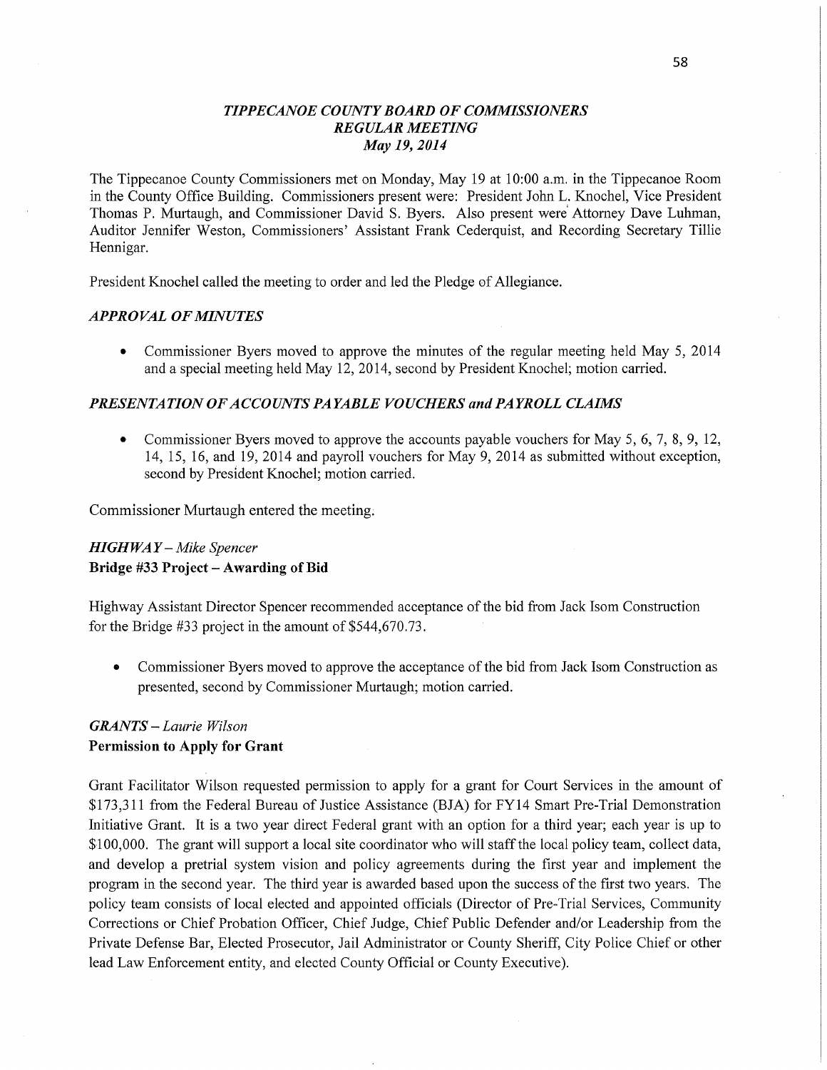# *TIPPECANOE COUNTY BOARD OF COMMISSIONERS*
## *REGULAR MEETING*
### *May 19, 2014*

The Tippecanoe County Commissioners met on Monday, May 19 at 10:00 a.m. in the Tippecanoe Room in the County Office Building. Commissioners present were: President John L. Knochel, Vice President Thomas P. Murtaugh, and Commissioner David S. Byers. Also present were Attorney Dave Luhman, Auditor Jennifer Weston, Commissioners' Assistant Frank Cederquist, and Recording Secretary Tillie Hennigar.

President Knochel called the meeting to order and led the Pledge of Allegiance.

### *APPROVAL OF MINUTES*

- Commissioner Byers moved to approve the minutes of the regular meeting held May 5, 2014 and a special meeting held May 12, 2014, second by President Knochel; motion carried.

### *PRESENTATION OF ACCOUNTS PAYABLE VOUCHERS and PAYROLL CLAIMS*

- Commissioner Byers moved to approve the accounts payable vouchers for May 5, 6, 7, 8, 9, 12, 14, 15, 16, and 19, 2014 and payroll vouchers for May 9, 2014 as submitted without exception, second by President Knochel; motion carried.

Commissioner Murtaugh entered the meeting.

### *HIGHWAY – Mike Spencer*
**Bridge #33 Project – Awarding of Bid**

Highway Assistant Director Spencer recommended acceptance of the bid from Jack Isom Construction for the Bridge #33 project in the amount of $544,670.73.

- Commissioner Byers moved to approve the acceptance of the bid from Jack Isom Construction as presented, second by Commissioner Murtaugh; motion carried.

### *GRANTS – Laurie Wilson*
**Permission to Apply for Grant**

Grant Facilitator Wilson requested permission to apply for a grant for Court Services in the amount of $173,311 from the Federal Bureau of Justice Assistance (BJA) for FY14 Smart Pre-Trial Demonstration Initiative Grant. It is a two year direct Federal grant with an option for a third year; each year is up to $100,000. The grant will support a local site coordinator who will staff the local policy team, collect data, and develop a pretrial system vision and policy agreements during the first year and implement the program in the second year. The third year is awarded based upon the success of the first two years. The policy team consists of local elected and appointed officials (Director of Pre-Trial Services, Community Corrections or Chief Probation Officer, Chief Judge, Chief Public Defender and/or Leadership from the Private Defense Bar, Elected Prosecutor, Jail Administrator or County Sheriff, City Police Chief or other lead Law Enforcement entity, and elected County Official or County Executive).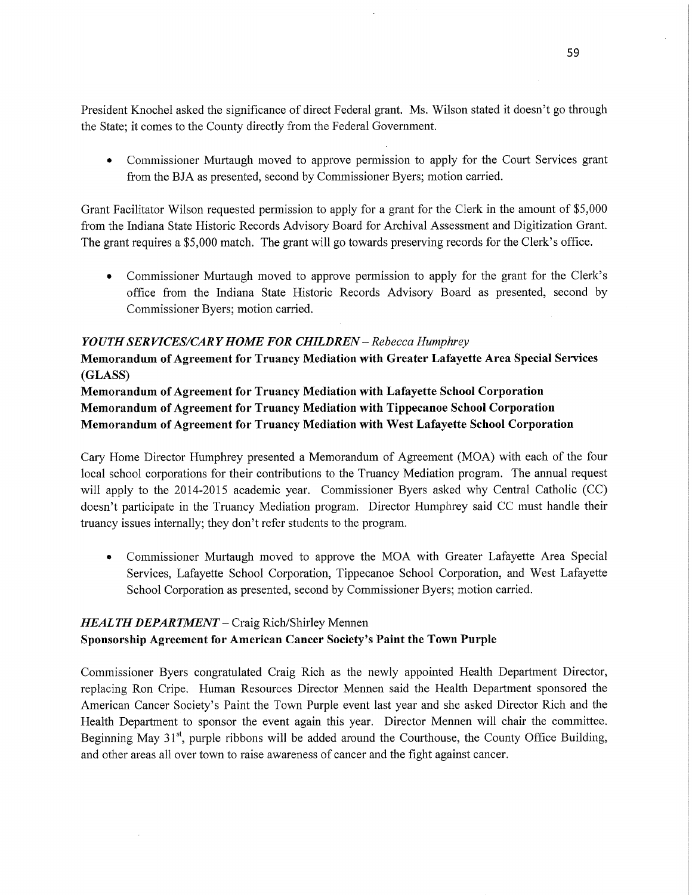President Knochel asked the significance of direct Federal grant. Ms. Wilson stated it doesn't go through the State; it comes to the County directly from the Federal Government.

- Commissioner Murtaugh moved to approve permission to apply for the Court Services grant from the BJA as presented, second by Commissioner Byers; motion carried.

Grant Facilitator Wilson requested permission to apply for a grant for the Clerk in the amount of $5,000 from the Indiana State Historic Records Advisory Board for Archival Assessment and Digitization Grant. The grant requires a $5,000 match. The grant will go towards preserving records for the Clerk's office.

- Commissioner Murtaugh moved to approve permission to apply for the grant for the Clerk's office from the Indiana State Historic Records Advisory Board as presented, second by Commissioner Byers; motion carried.

***YOUTH SERVICES/CARY HOME FOR CHILDREN*** *– Rebecca Humphrey*

**Memorandum of Agreement for Truancy Mediation with Greater Lafayette Area Special Services (GLASS)**

**Memorandum of Agreement for Truancy Mediation with Lafayette School Corporation**

**Memorandum of Agreement for Truancy Mediation with Tippecanoe School Corporation**

**Memorandum of Agreement for Truancy Mediation with West Lafayette School Corporation**

Cary Home Director Humphrey presented a Memorandum of Agreement (MOA) with each of the four local school corporations for their contributions to the Truancy Mediation program. The annual request will apply to the 2014-2015 academic year. Commissioner Byers asked why Central Catholic (CC) doesn't participate in the Truancy Mediation program. Director Humphrey said CC must handle their truancy issues internally; they don't refer students to the program.

- Commissioner Murtaugh moved to approve the MOA with Greater Lafayette Area Special Services, Lafayette School Corporation, Tippecanoe School Corporation, and West Lafayette School Corporation as presented, second by Commissioner Byers; motion carried.

***HEALTH DEPARTMENT*** – Craig Rich/Shirley Mennen

**Sponsorship Agreement for American Cancer Society's Paint the Town Purple**

Commissioner Byers congratulated Craig Rich as the newly appointed Health Department Director, replacing Ron Cripe. Human Resources Director Mennen said the Health Department sponsored the American Cancer Society's Paint the Town Purple event last year and she asked Director Rich and the Health Department to sponsor the event again this year. Director Mennen will chair the committee. Beginning May 31st, purple ribbons will be added around the Courthouse, the County Office Building, and other areas all over town to raise awareness of cancer and the fight against cancer.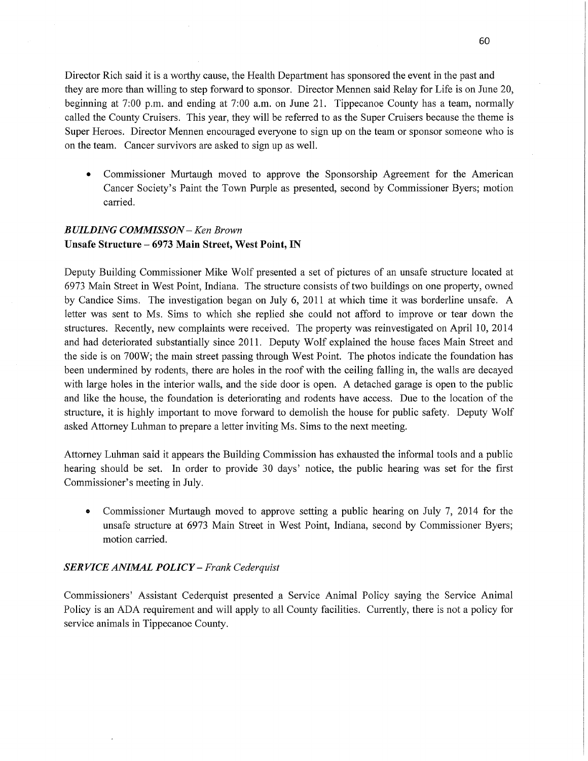Director Rich said it is a worthy cause, the Health Department has sponsored the event in the past and they are more than willing to step forward to sponsor. Director Mennen said Relay for Life is on June 20, beginning at 7:00 p.m. and ending at 7:00 a.m. on June 21. Tippecanoe County has a team, normally called the County Cruisers. This year, they will be referred to as the Super Cruisers because the theme is Super Heroes. Director Mennen encouraged everyone to sign up on the team or sponsor someone who is on the team. Cancer survivors are asked to sign up as well.

- Commissioner Murtaugh moved to approve the Sponsorship Agreement for the American Cancer Society's Paint the Town Purple as presented, second by Commissioner Byers; motion carried.

***BUILDING COMMISSON** – Ken Brown*

**Unsafe Structure – 6973 Main Street, West Point, IN**

Deputy Building Commissioner Mike Wolf presented a set of pictures of an unsafe structure located at 6973 Main Street in West Point, Indiana. The structure consists of two buildings on one property, owned by Candice Sims. The investigation began on July 6, 2011 at which time it was borderline unsafe. A letter was sent to Ms. Sims to which she replied she could not afford to improve or tear down the structures. Recently, new complaints were received. The property was reinvestigated on April 10, 2014 and had deteriorated substantially since 2011. Deputy Wolf explained the house faces Main Street and the side is on 700W; the main street passing through West Point. The photos indicate the foundation has been undermined by rodents, there are holes in the roof with the ceiling falling in, the walls are decayed with large holes in the interior walls, and the side door is open. A detached garage is open to the public and like the house, the foundation is deteriorating and rodents have access. Due to the location of the structure, it is highly important to move forward to demolish the house for public safety. Deputy Wolf asked Attorney Luhman to prepare a letter inviting Ms. Sims to the next meeting.

Attorney Luhman said it appears the Building Commission has exhausted the informal tools and a public hearing should be set. In order to provide 30 days' notice, the public hearing was set for the first Commissioner's meeting in July.

- Commissioner Murtaugh moved to approve setting a public hearing on July 7, 2014 for the unsafe structure at 6973 Main Street in West Point, Indiana, second by Commissioner Byers; motion carried.

***SERVICE ANIMAL POLICY** – Frank Cederquist*

Commissioners' Assistant Cederquist presented a Service Animal Policy saying the Service Animal Policy is an ADA requirement and will apply to all County facilities. Currently, there is not a policy for service animals in Tippecanoe County.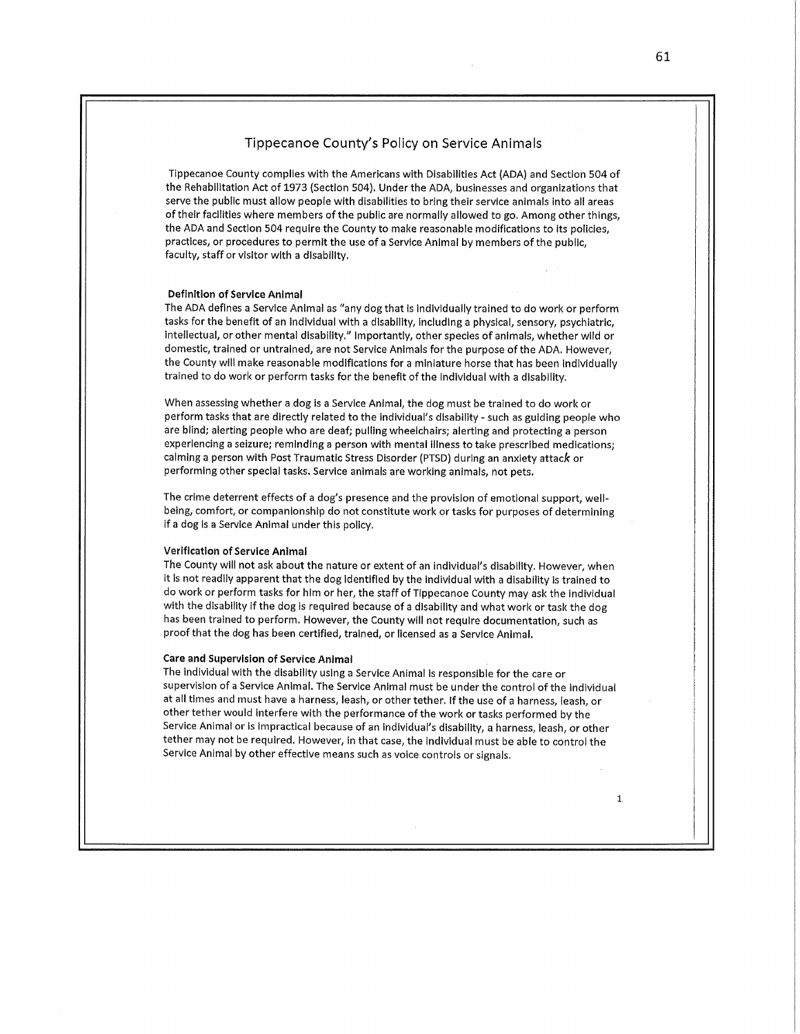# Tippecanoe County's Policy on Service Animals

Tippecanoe County complies with the Americans with Disabilities Act (ADA) and Section 504 of the Rehabilitation Act of 1973 (Section 504). Under the ADA, businesses and organizations that serve the public must allow people with disabilities to bring their service animals into all areas of their facilities where members of the public are normally allowed to go. Among other things, the ADA and Section 504 require the County to make reasonable modifications to its policies, practices, or procedures to permit the use of a Service Animal by members of the public, faculty, staff or visitor with a disability.

### Definition of Service Animal

The ADA defines a Service Animal as "any dog that is individually trained to do work or perform tasks for the benefit of an individual with a disability, including a physical, sensory, psychiatric, intellectual, or other mental disability." Importantly, other species of animals, whether wild or domestic, trained or untrained, are not Service Animals for the purpose of the ADA. However, the County will make reasonable modifications for a miniature horse that has been individually trained to do work or perform tasks for the benefit of the individual with a disability.

When assessing whether a dog is a Service Animal, the dog must be trained to do work or perform tasks that are directly related to the individual's disability - such as guiding people who are blind; alerting people who are deaf; pulling wheelchairs; alerting and protecting a person experiencing a seizure; reminding a person with mental illness to take prescribed medications; calming a person with Post Traumatic Stress Disorder (PTSD) during an anxiety attack or performing other special tasks. Service animals are working animals, not pets.

The crime deterrent effects of a dog's presence and the provision of emotional support, well-being, comfort, or companionship do not constitute work or tasks for purposes of determining if a dog is a Service Animal under this policy.

### Verification of Service Animal

The County will not ask about the nature or extent of an individual's disability. However, when it is not readily apparent that the dog identified by the individual with a disability is trained to do work or perform tasks for him or her, the staff of Tippecanoe County may ask the individual with the disability if the dog is required because of a disability and what work or task the dog has been trained to perform. However, the County will not require documentation, such as proof that the dog has been certified, trained, or licensed as a Service Animal.

### Care and Supervision of Service Animal

The individual with the disability using a Service Animal is responsible for the care or supervision of a Service Animal. The Service Animal must be under the control of the individual at all times and must have a harness, leash, or other tether. If the use of a harness, leash, or other tether would interfere with the performance of the work or tasks performed by the Service Animal or is impractical because of an individual's disability, a harness, leash, or other tether may not be required. However, in that case, the individual must be able to control the Service Animal by other effective means such as voice controls or signals.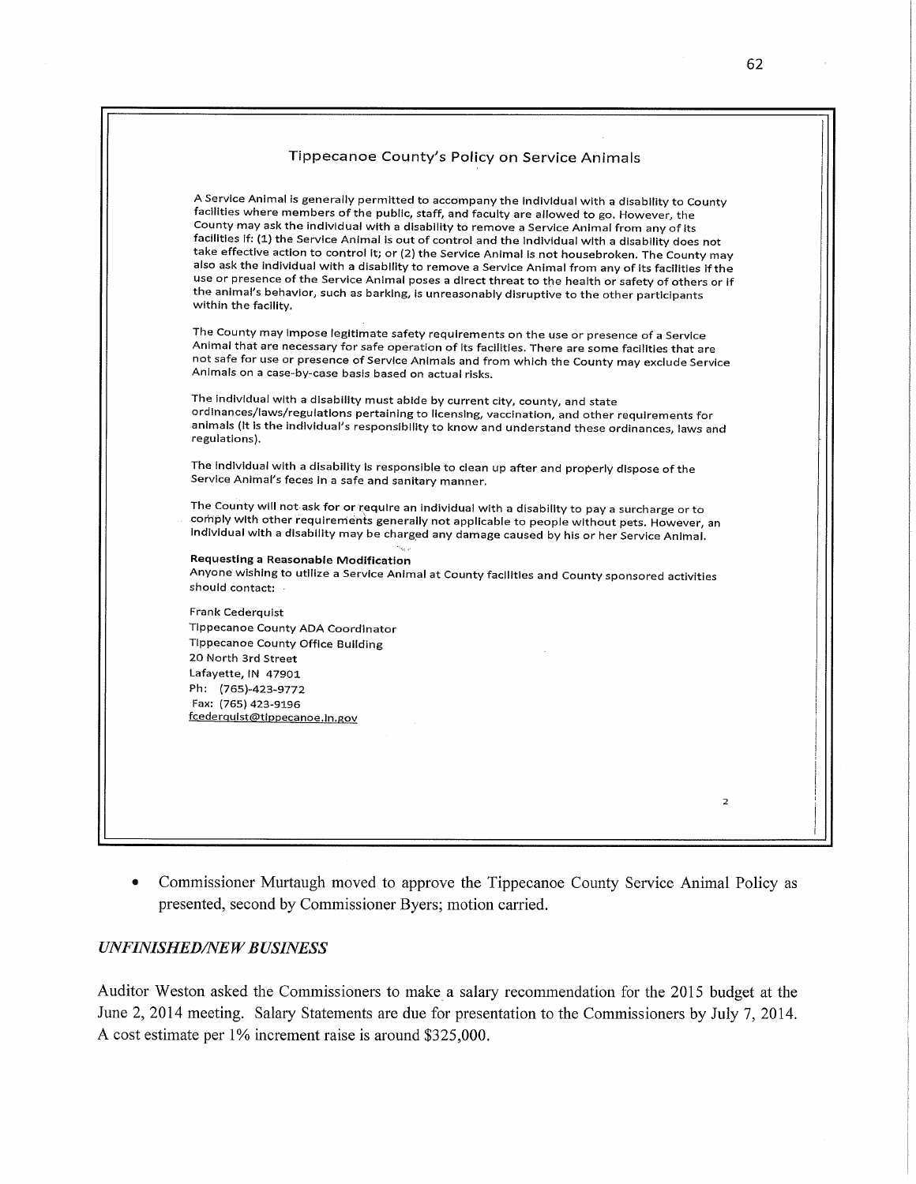## Tippecanoe County's Policy on Service Animals

A Service Animal is generally permitted to accompany the individual with a disability to County facilities where members of the public, staff, and faculty are allowed to go. However, the County may ask the individual with a disability to remove a Service Animal from any of its facilities if: (1) the Service Animal is out of control and the individual with a disability does not take effective action to control it; or (2) the Service Animal is not housebroken. The County may also ask the individual with a disability to remove a Service Animal from any of its facilities if the use or presence of the Service Animal poses a direct threat to the health or safety of others or if the animal's behavior, such as barking, is unreasonably disruptive to the other participants within the facility.

The County may impose legitimate safety requirements on the use or presence of a Service Animal that are necessary for safe operation of its facilities. There are some facilities that are not safe for use or presence of Service Animals and from which the County may exclude Service Animals on a case-by-case basis based on actual risks.

The individual with a disability must abide by current city, county, and state ordinances/laws/regulations pertaining to licensing, vaccination, and other requirements for animals (it is the individual's responsibility to know and understand these ordinances, laws and regulations).

The individual with a disability is responsible to clean up after and properly dispose of the Service Animal's feces in a safe and sanitary manner.

The County will not ask for or require an individual with a disability to pay a surcharge or to comply with other requirements generally not applicable to people without pets. However, an individual with a disability may be charged any damage caused by his or her Service Animal.

**Requesting a Reasonable Modification**
Anyone wishing to utilize a Service Animal at County facilities and County sponsored activities should contact:

Frank Cederquist
Tippecanoe County ADA Coordinator
Tippecanoe County Office Building
20 North 3rd Street
Lafayette, IN 47901
Ph: (765)-423-9772
Fax: (765) 423-9196
fcederquist@tippecanoe.in.gov

- Commissioner Murtaugh moved to approve the Tippecanoe County Service Animal Policy as presented, second by Commissioner Byers; motion carried.

### *UNFINISHED/NEW BUSINESS*

Auditor Weston asked the Commissioners to make a salary recommendation for the 2015 budget at the June 2, 2014 meeting. Salary Statements are due for presentation to the Commissioners by July 7, 2014. A cost estimate per 1% increment raise is around $325,000.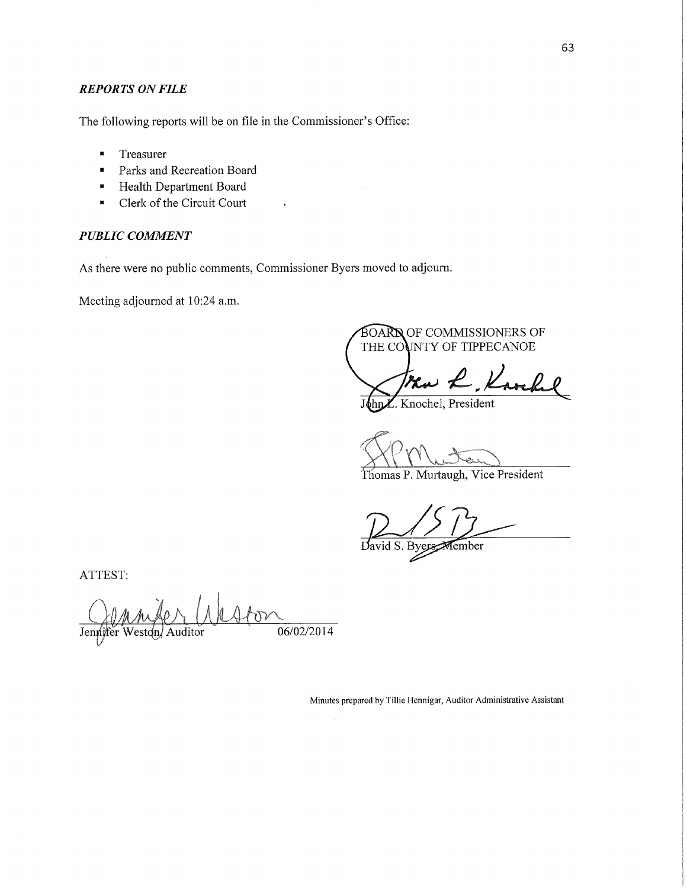***REPORTS ON FILE***

The following reports will be on file in the Commissioner's Office:

- Treasurer
- Parks and Recreation Board
- Health Department Board
- Clerk of the Circuit Court

***PUBLIC COMMENT***

As there were no public comments, Commissioner Byers moved to adjourn.

Meeting adjourned at 10:24 a.m.

BOARD OF COMMISSIONERS OF
THE COUNTY OF TIPPECANOE

John L. Knochel, President

Thomas P. Murtaugh, Vice President

David S. Byers, Member

ATTEST:

Jennifer Weston, Auditor 06/02/2014

Minutes prepared by Tillie Hennigar, Auditor Administrative Assistant